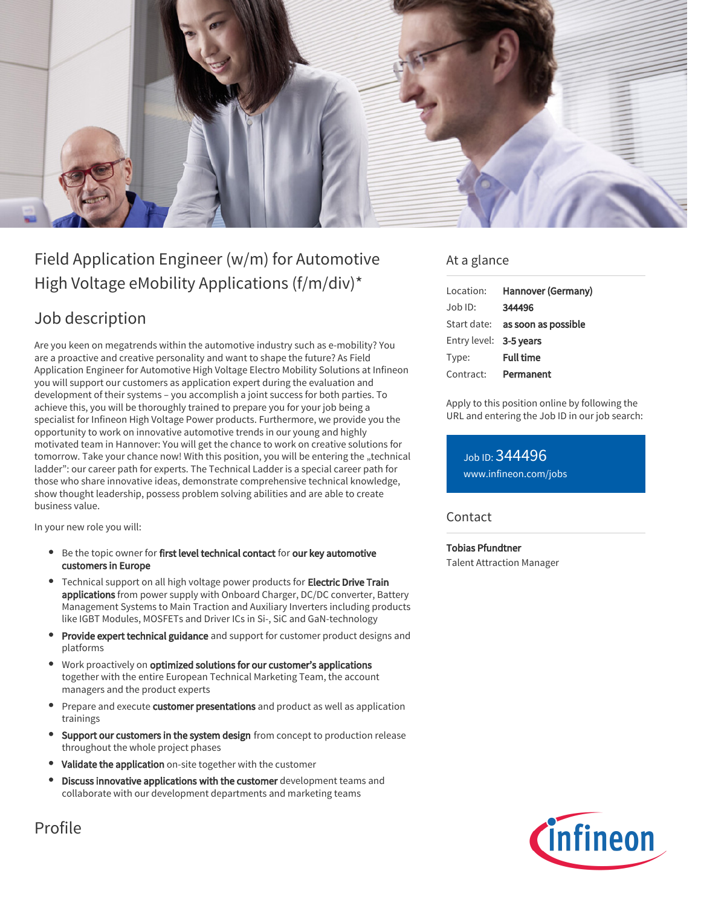# Field Application Engineer (w/m) for Automotive High Voltage eMobility Applications (f/m/div)*

## Job description

Are you keen on megatrends within the automotive industry such as e-mobility? You are a proactive and creative personality and want to shape the future? As Field Application Engineer for Automotive High Voltage Electro Mobility Solutions at Infineon you will support our customers as application expert during the evaluation and development of their systems – you accomplish a joint success for both parties. To achieve this, you will be thoroughly trained to prepare you for your job being a specialist for Infineon High Voltage Power products. Furthermore, we provide you the opportunity to work on innovative automotive trends in our young and highly motivated team in Hannover: You will get the chance to work on creative solutions for tomorrow. Take your chance now! With this position, you will be entering the „technical ladder": our career path for experts. The Technical Ladder is a special career path for those who share innovative ideas, demonstrate comprehensive technical knowledge, show thought leadership, possess problem solving abilities and are able to create business value.

In your new role you will:

- Be the topic owner for **first level technical contact** for **our key automotive customers in Europe**
- Technical support on all high voltage power products for **Electric Drive Train applications** from power supply with Onboard Charger, DC/DC converter, Battery Management Systems to Main Traction and Auxiliary Inverters including products like IGBT Modules, MOSFETs and Driver ICs in Si-, SiC and GaN-technology
- **Provide expert technical guidance** and support for customer product designs and platforms
- Work proactively on **optimized solutions for our customer's applications** together with the entire European Technical Marketing Team, the account managers and the product experts
- Prepare and execute **customer presentations** and product as well as application trainings
- **Support our customers in the system design** from concept to production release throughout the whole project phases
- **Validate the application** on-site together with the customer
- **Discuss innovative applications with the customer** development teams and collaborate with our development departments and marketing teams

## Profile

## At a glance

| | |
|---|---|
| Location: | **Hannover (Germany)** |
| Job ID: | **344496** |
| Start date: | **as soon as possible** |
| Entry level: | **3-5 years** |
| Type: | **Full time** |
| Contract: | **Permanent** |

Apply to this position online by following the URL and entering the Job ID in our job search:

Job ID: 344496
www.infineon.com/jobs

## Contact

**Tobias Pfundtner**
Talent Attraction Manager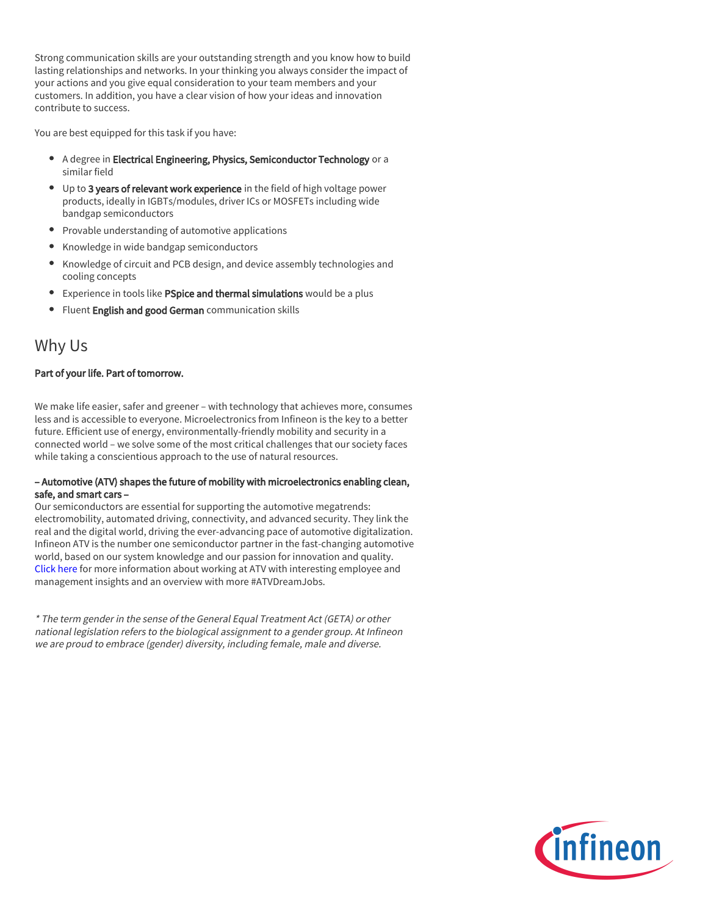Strong communication skills are your outstanding strength and you know how to build lasting relationships and networks. In your thinking you always consider the impact of your actions and you give equal consideration to your team members and your customers. In addition, you have a clear vision of how your ideas and innovation contribute to success.

You are best equipped for this task if you have:

- A degree in **Electrical Engineering, Physics, Semiconductor Technology** or a similar field
- Up to **3 years of relevant work experience** in the field of high voltage power products, ideally in IGBTs/modules, driver ICs or MOSFETs including wide bandgap semiconductors
- Provable understanding of automotive applications
- Knowledge in wide bandgap semiconductors
- Knowledge of circuit and PCB design, and device assembly technologies and cooling concepts
- Experience in tools like **PSpice and thermal simulations** would be a plus
- Fluent **English and good German** communication skills

## Why Us

**Part of your life. Part of tomorrow.**

We make life easier, safer and greener – with technology that achieves more, consumes less and is accessible to everyone. Microelectronics from Infineon is the key to a better future. Efficient use of energy, environmentally-friendly mobility and security in a connected world – we solve some of the most critical challenges that our society faces while taking a conscientious approach to the use of natural resources.

**– Automotive (ATV) shapes the future of mobility with microelectronics enabling clean, safe, and smart cars –**
Our semiconductors are essential for supporting the automotive megatrends: electromobility, automated driving, connectivity, and advanced security. They link the real and the digital world, driving the ever-advancing pace of automotive digitalization. Infineon ATV is the number one semiconductor partner in the fast-changing automotive world, based on our system knowledge and our passion for innovation and quality. Click here for more information about working at ATV with interesting employee and management insights and an overview with more #ATVDreamJobs.

*\* The term gender in the sense of the General Equal Treatment Act (GETA) or other national legislation refers to the biological assignment to a gender group. At Infineon we are proud to embrace (gender) diversity, including female, male and diverse.*